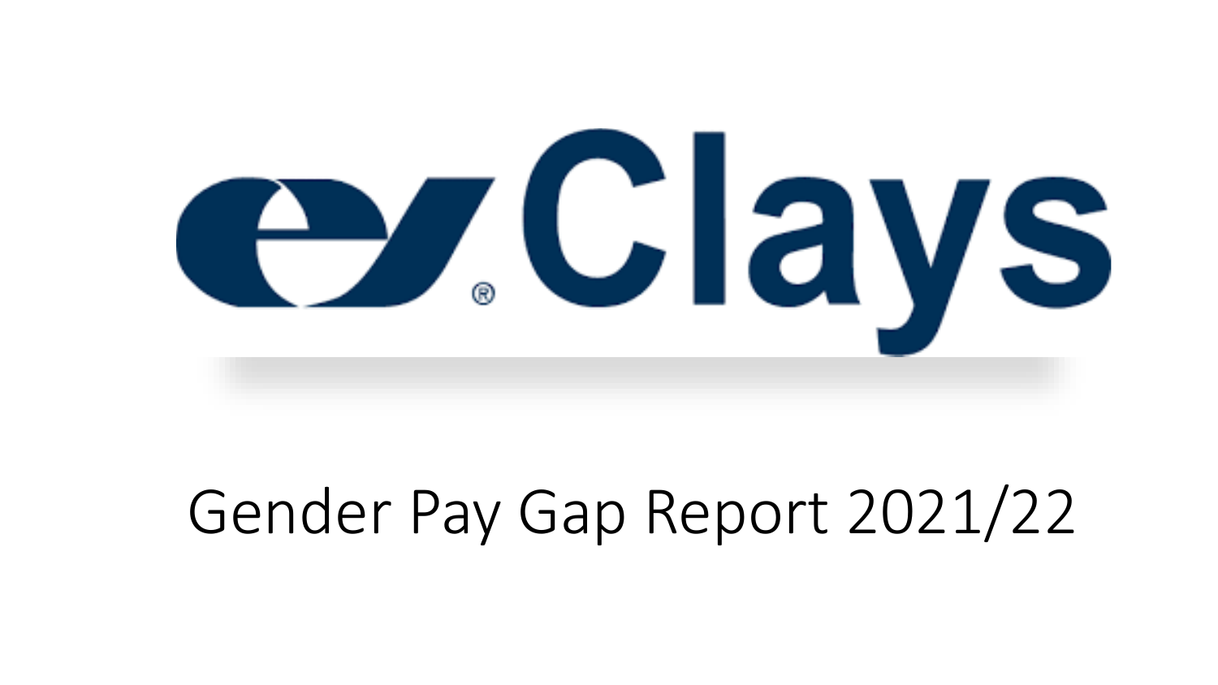# Clays

Gender Pay Gap Report 2021/22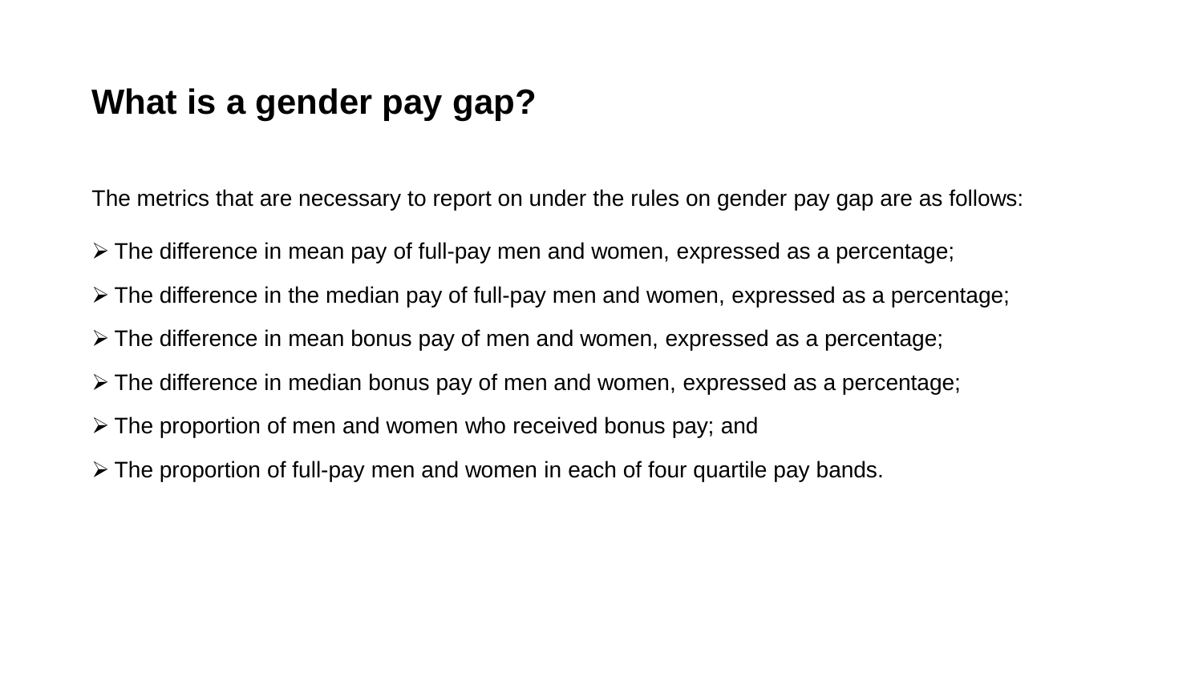## What is a gender pay gap?

The metrics that are necessary to report on under the rules on gender pay gap are as follows:

- The difference in mean pay of full-pay men and women, expressed as a percentage;
- The difference in the median pay of full-pay men and women, expressed as a percentage;
- The difference in mean bonus pay of men and women, expressed as a percentage;
- The difference in median bonus pay of men and women, expressed as a percentage;
- The proportion of men and women who received bonus pay; and
- The proportion of full-pay men and women in each of four quartile pay bands.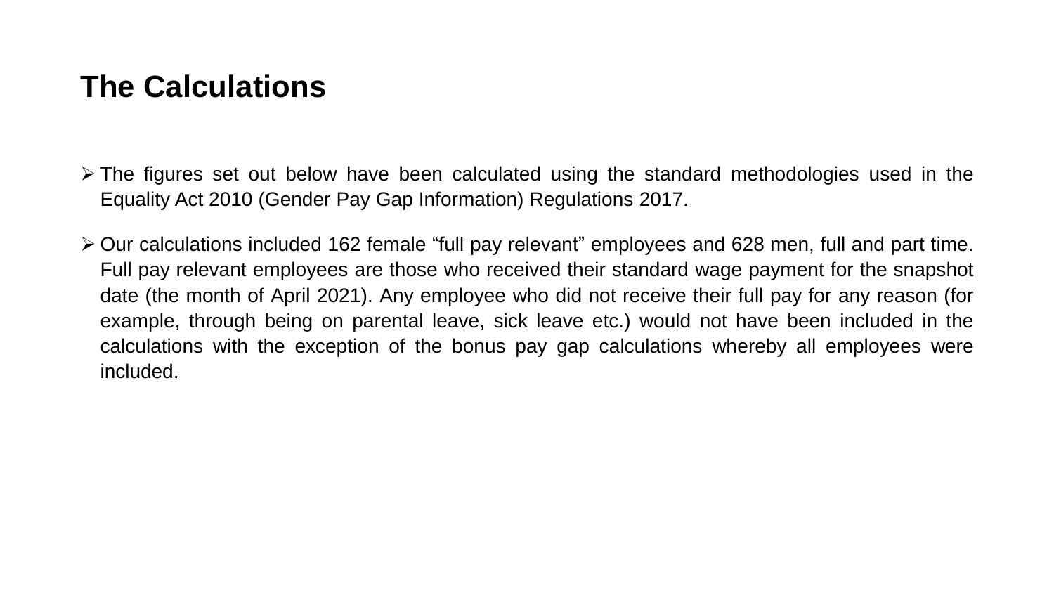# The Calculations

- The figures set out below have been calculated using the standard methodologies used in the Equality Act 2010 (Gender Pay Gap Information) Regulations 2017.
- Our calculations included 162 female “full pay relevant” employees and 628 men, full and part time. Full pay relevant employees are those who received their standard wage payment for the snapshot date (the month of April 2021). Any employee who did not receive their full pay for any reason (for example, through being on parental leave, sick leave etc.) would not have been included in the calculations with the exception of the bonus pay gap calculations whereby all employees were included.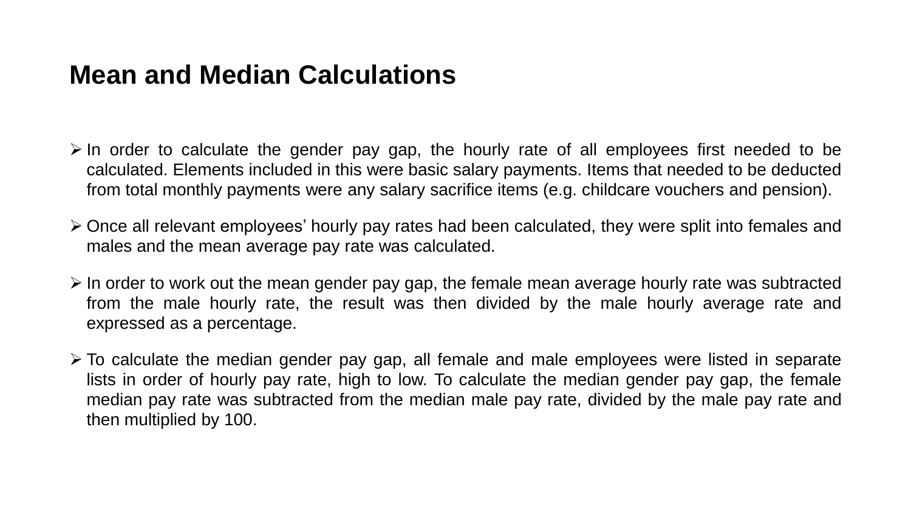# Mean and Median Calculations

- In order to calculate the gender pay gap, the hourly rate of all employees first needed to be calculated. Elements included in this were basic salary payments. Items that needed to be deducted from total monthly payments were any salary sacrifice items (e.g. childcare vouchers and pension).
- Once all relevant employees' hourly pay rates had been calculated, they were split into females and males and the mean average pay rate was calculated.
- In order to work out the mean gender pay gap, the female mean average hourly rate was subtracted from the male hourly rate, the result was then divided by the male hourly average rate and expressed as a percentage.
- To calculate the median gender pay gap, all female and male employees were listed in separate lists in order of hourly pay rate, high to low. To calculate the median gender pay gap, the female median pay rate was subtracted from the median male pay rate, divided by the male pay rate and then multiplied by 100.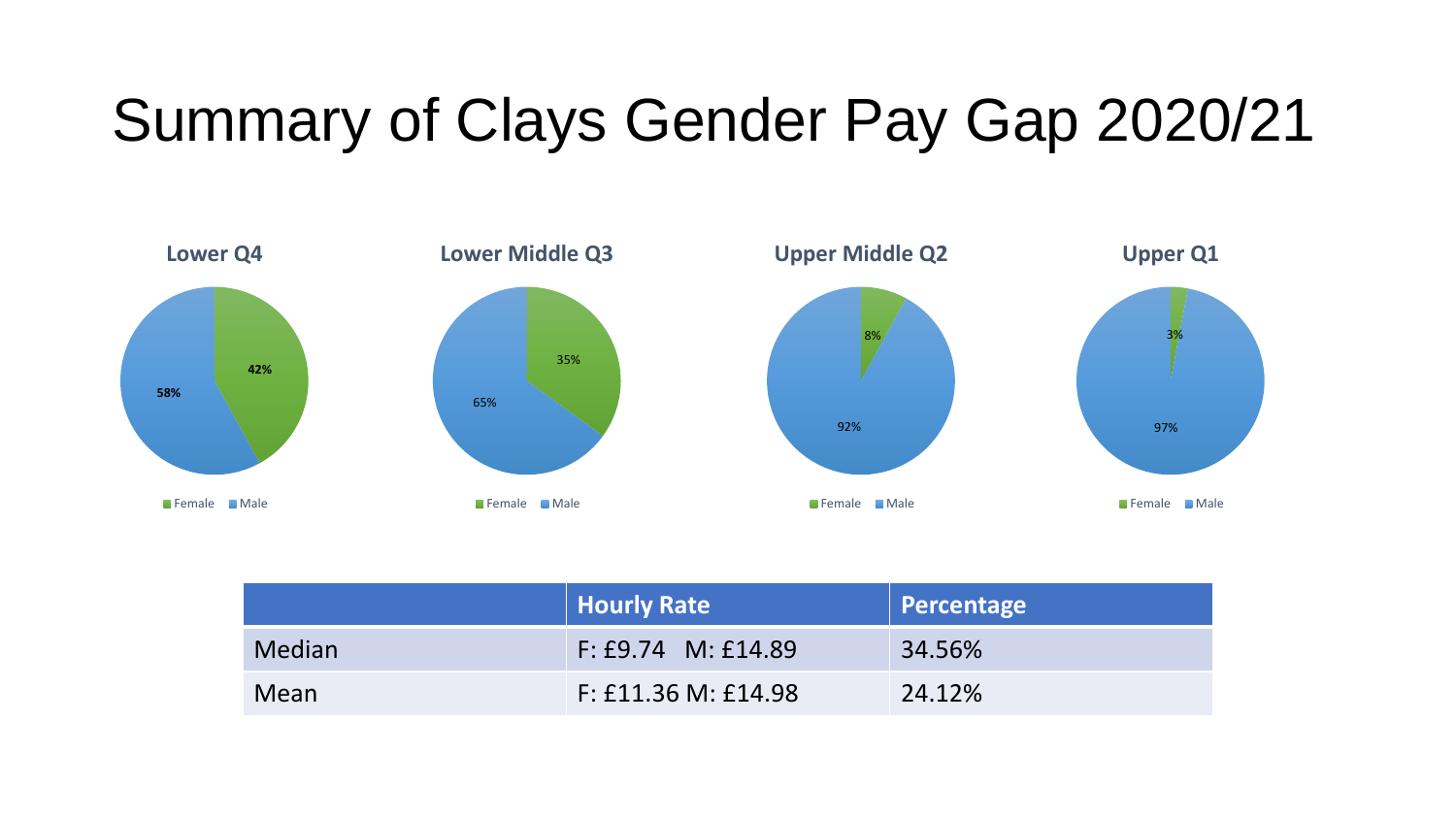# Summary of Clays Gender Pay Gap 2020/21

**Lower Q4**

- Female: 42%
- Male: 58%

**Lower Middle Q3**

- Female: 35%
- Male: 65%

**Upper Middle Q2**

- Female: 8%
- Male: 92%

**Upper Q1**

- Female: 3%
- Male: 97%

| | Hourly Rate | Percentage |
|---|---|---|
| Median | F: £9.74 M: £14.89 | 34.56% |
| Mean | F: £11.36 M: £14.98 | 24.12% |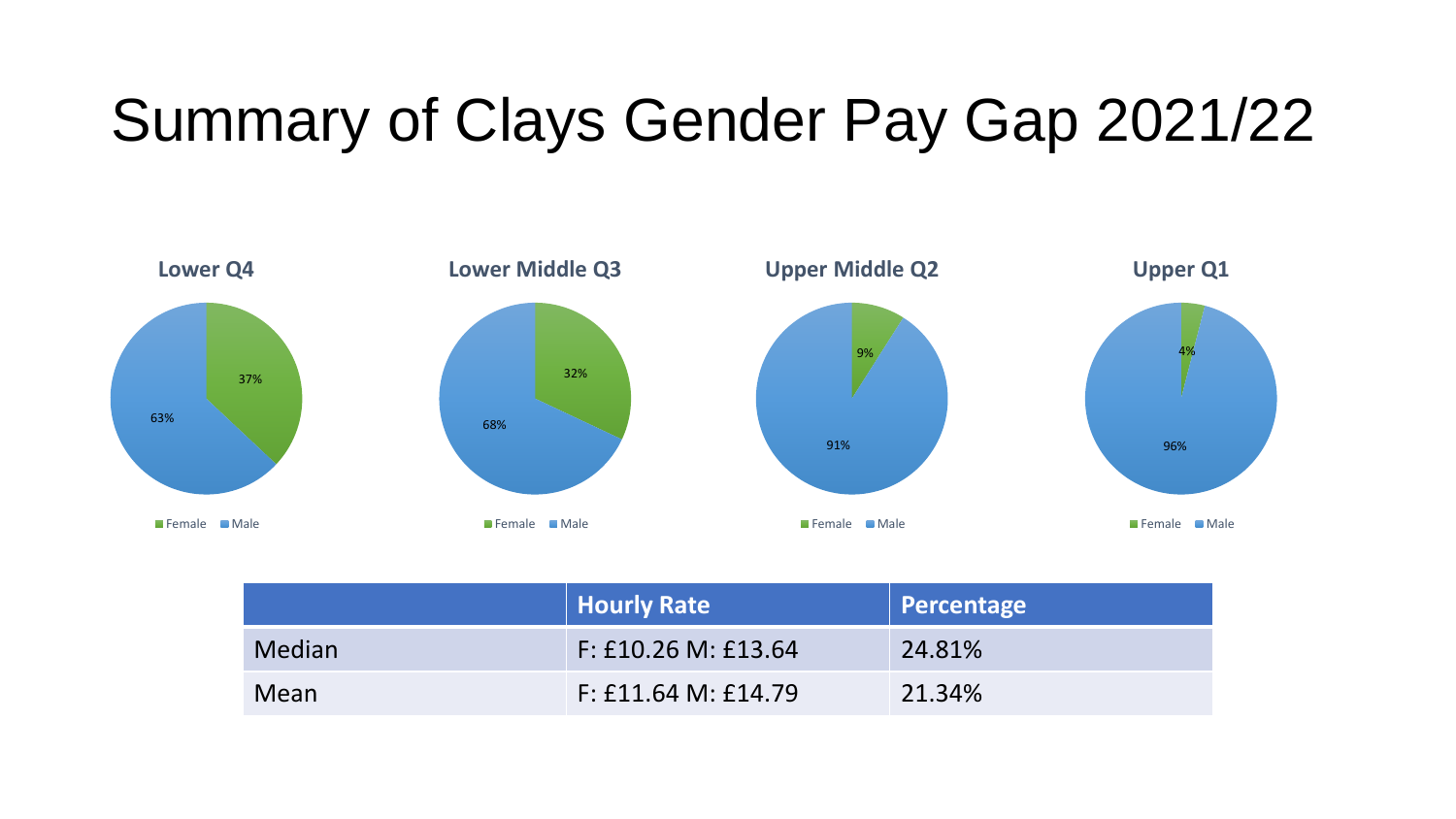# Summary of Clays Gender Pay Gap 2021/22

**Lower Q4**

- Female: 37%
- Male: 63%

**Lower Middle Q3**

- Female: 32%
- Male: 68%

**Upper Middle Q2**

- Female: 9%
- Male: 91%

**Upper Q1**

- Female: 4%
- Male: 96%

| | Hourly Rate | Percentage |
|---|---|---|
| Median | F: £10.26 M: £13.64 | 24.81% |
| Mean | F: £11.64 M: £14.79 | 21.34% |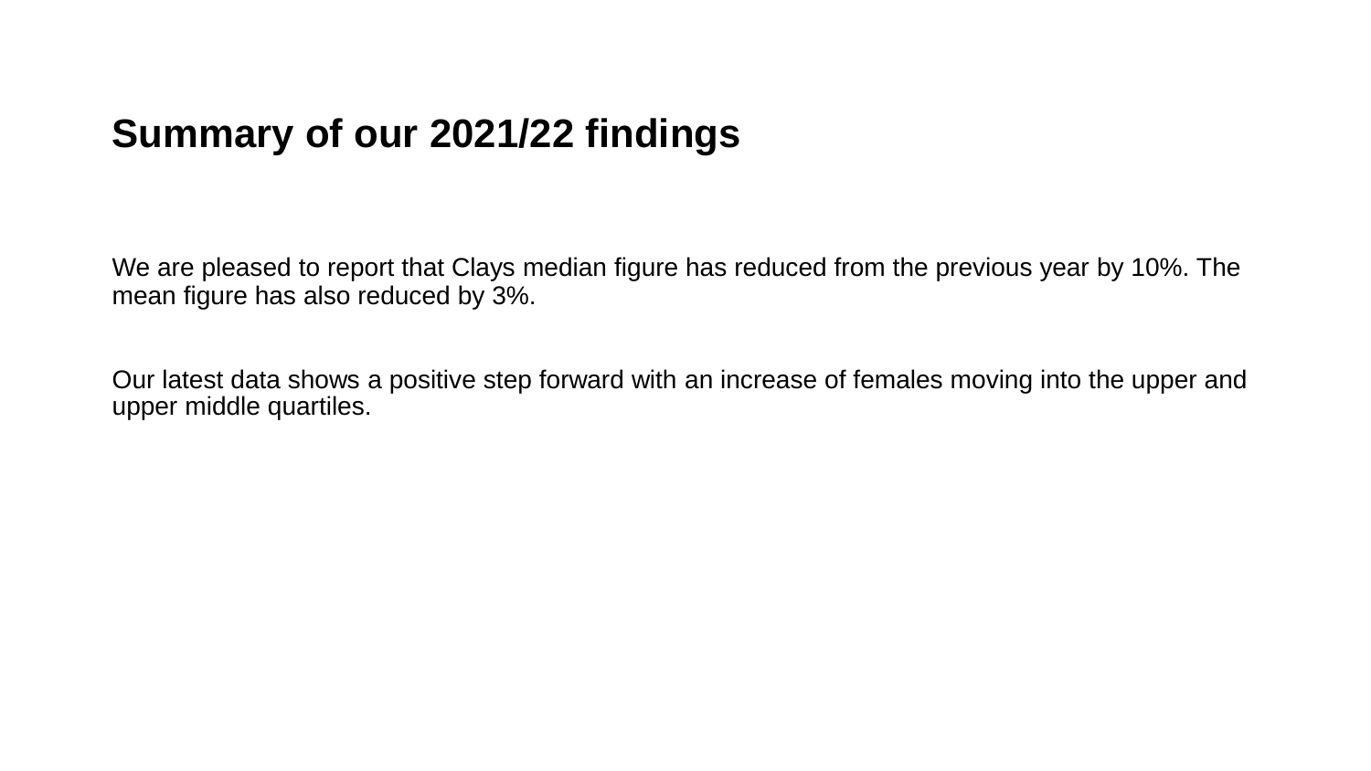## Summary of our 2021/22 findings

We are pleased to report that Clays median figure has reduced from the previous year by 10%. The mean figure has also reduced by 3%.

Our latest data shows a positive step forward with an increase of females moving into the upper and upper middle quartiles.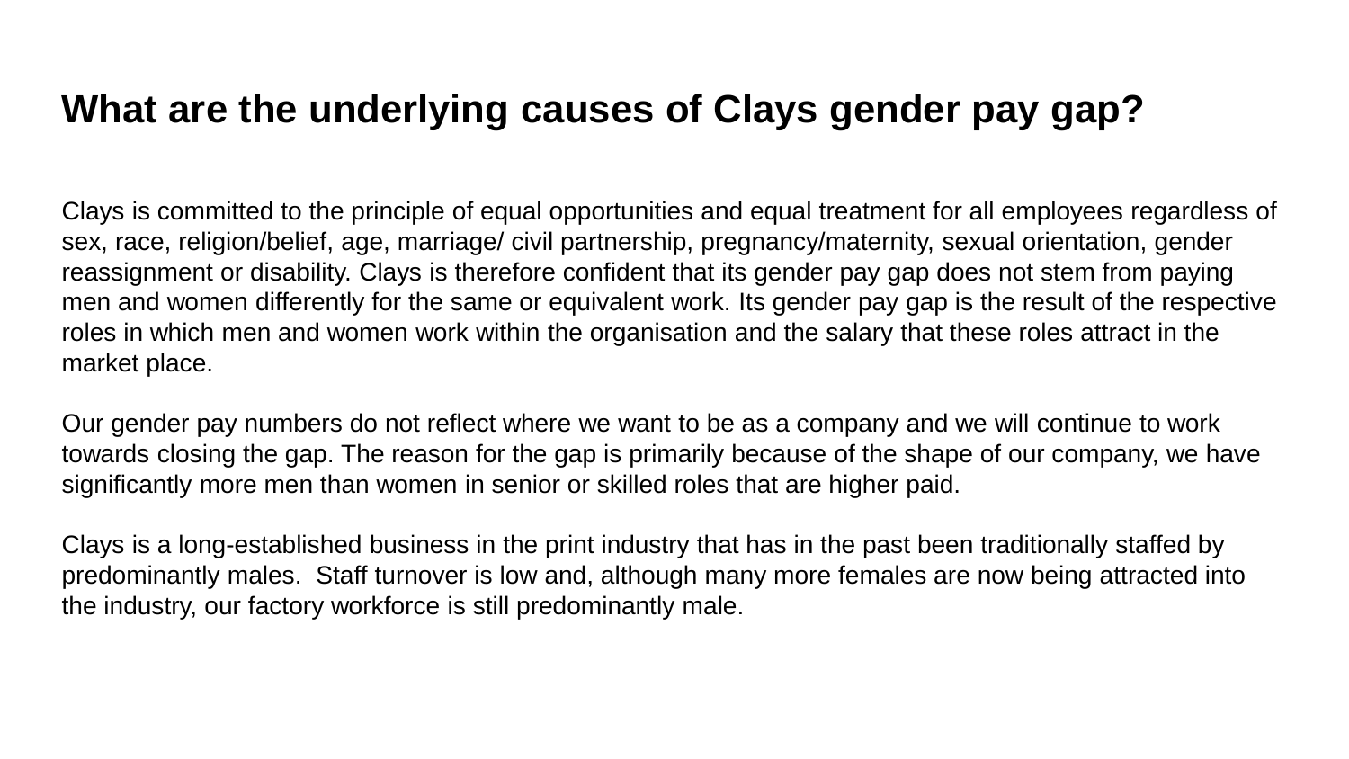# What are the underlying causes of Clays gender pay gap?

Clays is committed to the principle of equal opportunities and equal treatment for all employees regardless of sex, race, religion/belief, age, marriage/ civil partnership, pregnancy/maternity, sexual orientation, gender reassignment or disability. Clays is therefore confident that its gender pay gap does not stem from paying men and women differently for the same or equivalent work. Its gender pay gap is the result of the respective roles in which men and women work within the organisation and the salary that these roles attract in the market place.

Our gender pay numbers do not reflect where we want to be as a company and we will continue to work towards closing the gap. The reason for the gap is primarily because of the shape of our company, we have significantly more men than women in senior or skilled roles that are higher paid.

Clays is a long-established business in the print industry that has in the past been traditionally staffed by predominantly males. Staff turnover is low and, although many more females are now being attracted into the industry, our factory workforce is still predominantly male.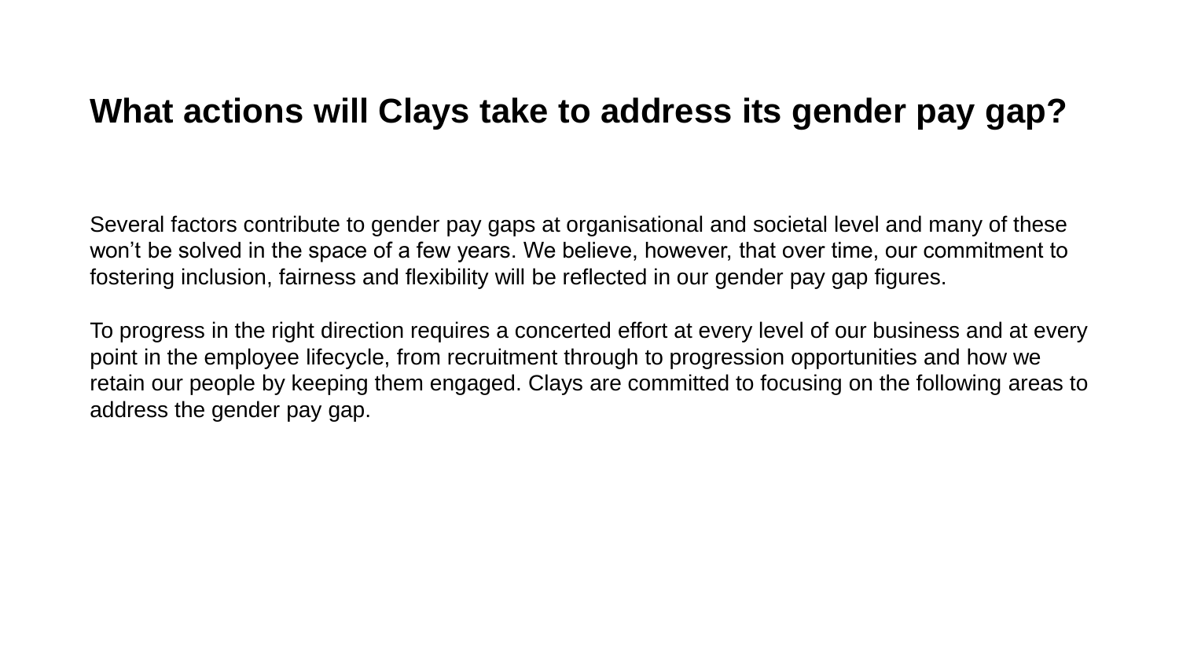# What actions will Clays take to address its gender pay gap?

Several factors contribute to gender pay gaps at organisational and societal level and many of these won’t be solved in the space of a few years. We believe, however, that over time, our commitment to fostering inclusion, fairness and flexibility will be reflected in our gender pay gap figures.

To progress in the right direction requires a concerted effort at every level of our business and at every point in the employee lifecycle, from recruitment through to progression opportunities and how we retain our people by keeping them engaged. Clays are committed to focusing on the following areas to address the gender pay gap.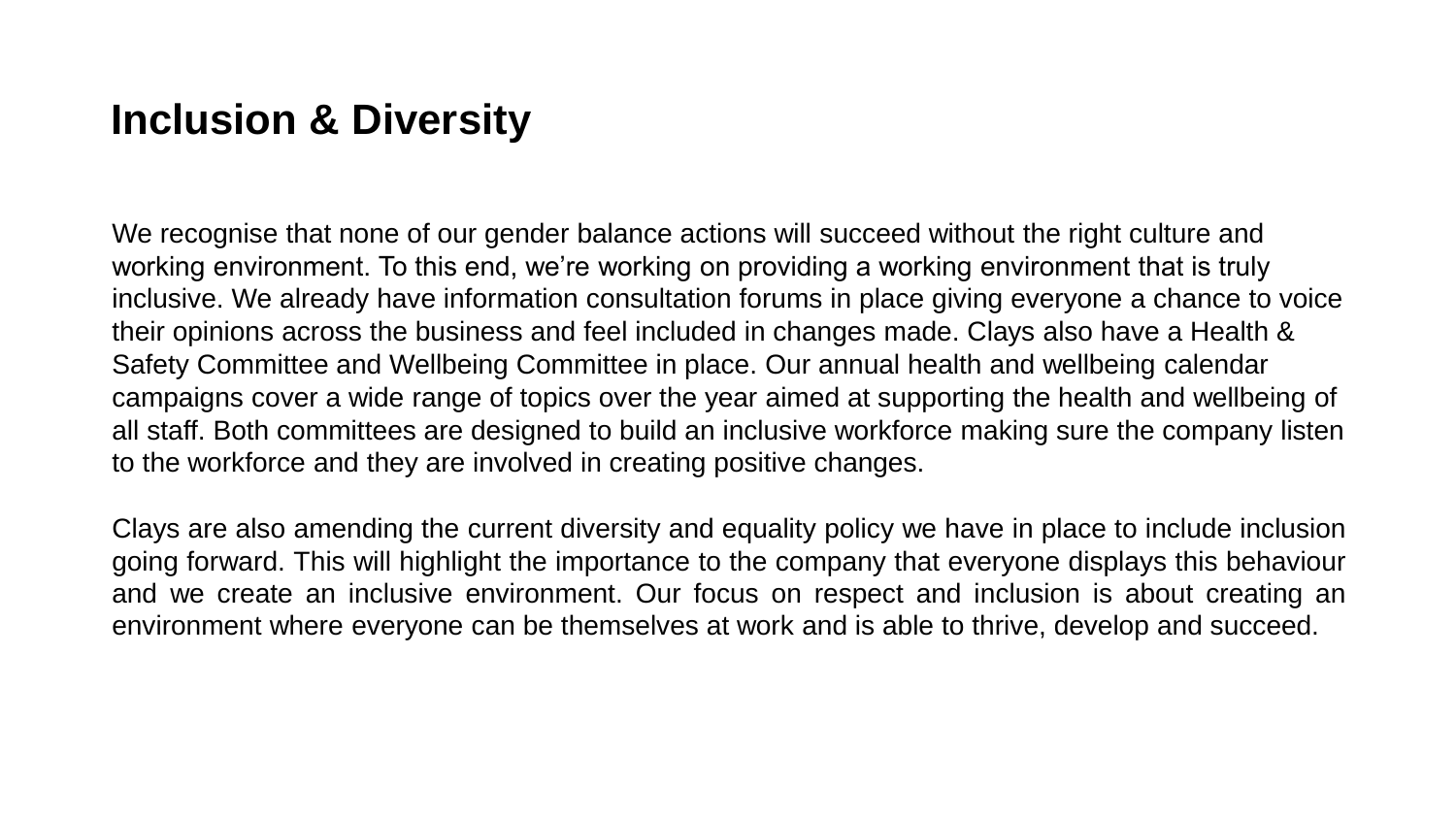# Inclusion & Diversity

We recognise that none of our gender balance actions will succeed without the right culture and working environment. To this end, we're working on providing a working environment that is truly inclusive. We already have information consultation forums in place giving everyone a chance to voice their opinions across the business and feel included in changes made. Clays also have a Health & Safety Committee and Wellbeing Committee in place. Our annual health and wellbeing calendar campaigns cover a wide range of topics over the year aimed at supporting the health and wellbeing of all staff. Both committees are designed to build an inclusive workforce making sure the company listen to the workforce and they are involved in creating positive changes.

Clays are also amending the current diversity and equality policy we have in place to include inclusion going forward. This will highlight the importance to the company that everyone displays this behaviour and we create an inclusive environment. Our focus on respect and inclusion is about creating an environment where everyone can be themselves at work and is able to thrive, develop and succeed.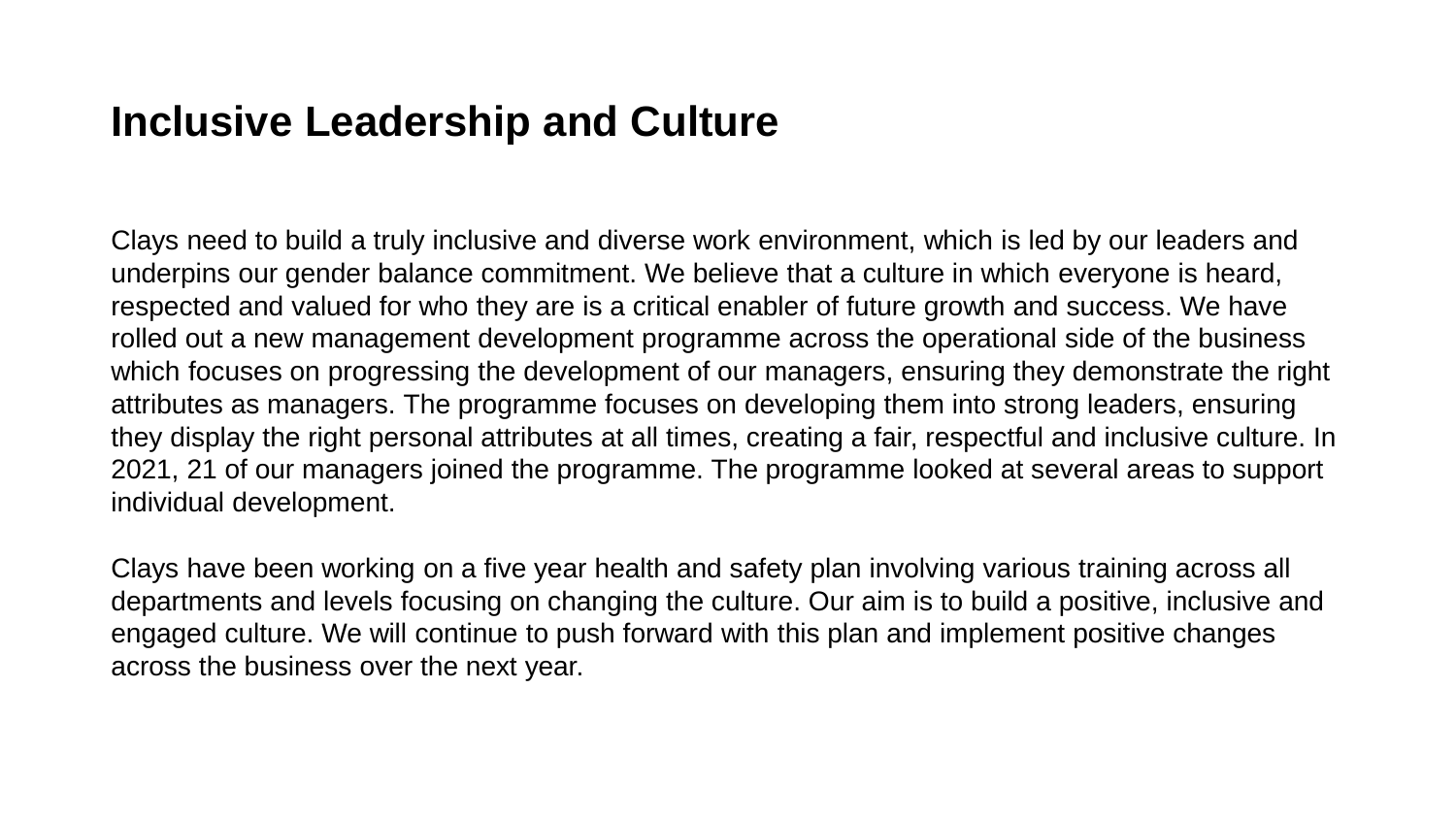# Inclusive Leadership and Culture

Clays need to build a truly inclusive and diverse work environment, which is led by our leaders and underpins our gender balance commitment. We believe that a culture in which everyone is heard, respected and valued for who they are is a critical enabler of future growth and success. We have rolled out a new management development programme across the operational side of the business which focuses on progressing the development of our managers, ensuring they demonstrate the right attributes as managers. The programme focuses on developing them into strong leaders, ensuring they display the right personal attributes at all times, creating a fair, respectful and inclusive culture. In 2021, 21 of our managers joined the programme. The programme looked at several areas to support individual development.

Clays have been working on a five year health and safety plan involving various training across all departments and levels focusing on changing the culture. Our aim is to build a positive, inclusive and engaged culture. We will continue to push forward with this plan and implement positive changes across the business over the next year.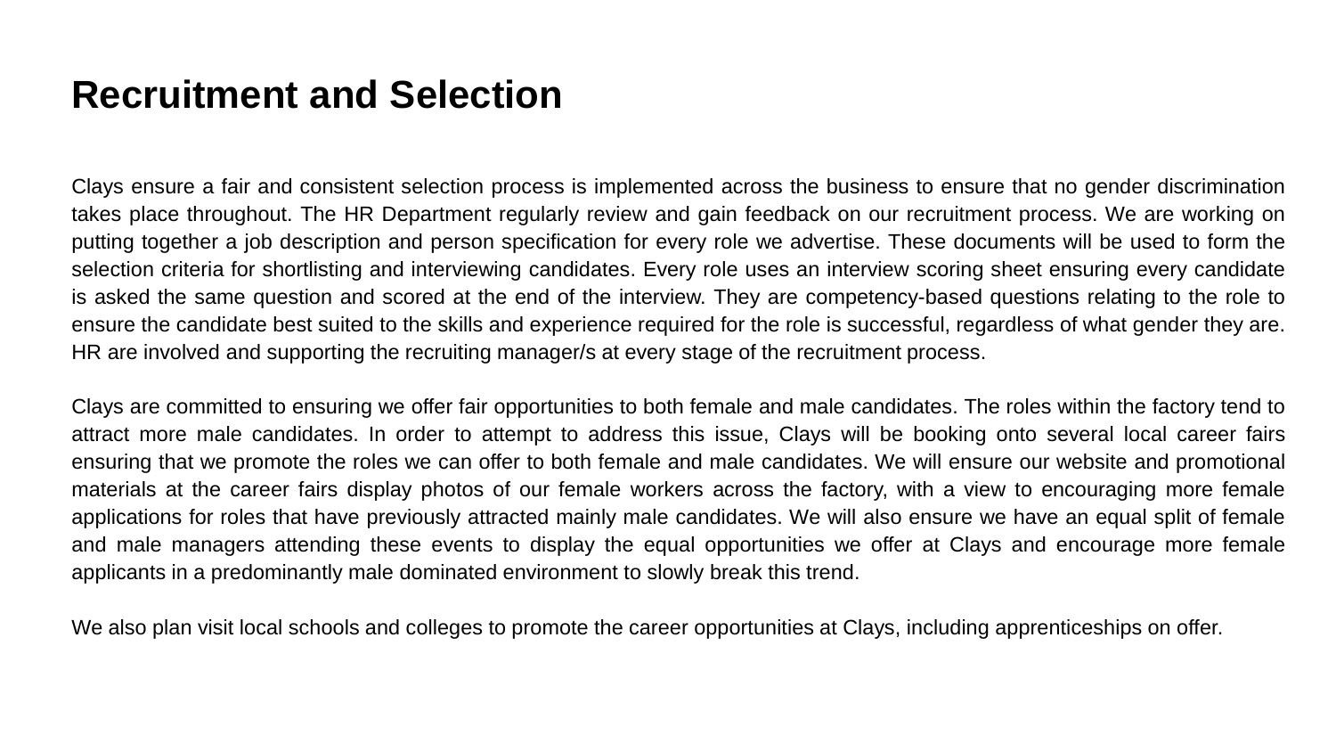# Recruitment and Selection

Clays ensure a fair and consistent selection process is implemented across the business to ensure that no gender discrimination takes place throughout. The HR Department regularly review and gain feedback on our recruitment process. We are working on putting together a job description and person specification for every role we advertise. These documents will be used to form the selection criteria for shortlisting and interviewing candidates. Every role uses an interview scoring sheet ensuring every candidate is asked the same question and scored at the end of the interview. They are competency-based questions relating to the role to ensure the candidate best suited to the skills and experience required for the role is successful, regardless of what gender they are. HR are involved and supporting the recruiting manager/s at every stage of the recruitment process.

Clays are committed to ensuring we offer fair opportunities to both female and male candidates. The roles within the factory tend to attract more male candidates. In order to attempt to address this issue, Clays will be booking onto several local career fairs ensuring that we promote the roles we can offer to both female and male candidates. We will ensure our website and promotional materials at the career fairs display photos of our female workers across the factory, with a view to encouraging more female applications for roles that have previously attracted mainly male candidates. We will also ensure we have an equal split of female and male managers attending these events to display the equal opportunities we offer at Clays and encourage more female applicants in a predominantly male dominated environment to slowly break this trend.

We also plan visit local schools and colleges to promote the career opportunities at Clays, including apprenticeships on offer.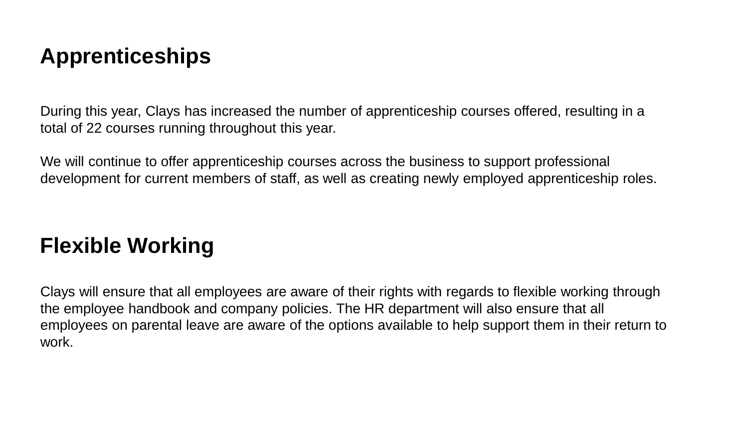## Apprenticeships

During this year, Clays has increased the number of apprenticeship courses offered, resulting in a total of 22 courses running throughout this year.

We will continue to offer apprenticeship courses across the business to support professional development for current members of staff, as well as creating newly employed apprenticeship roles.

## Flexible Working

Clays will ensure that all employees are aware of their rights with regards to flexible working through the employee handbook and company policies. The HR department will also ensure that all employees on parental leave are aware of the options available to help support them in their return to work.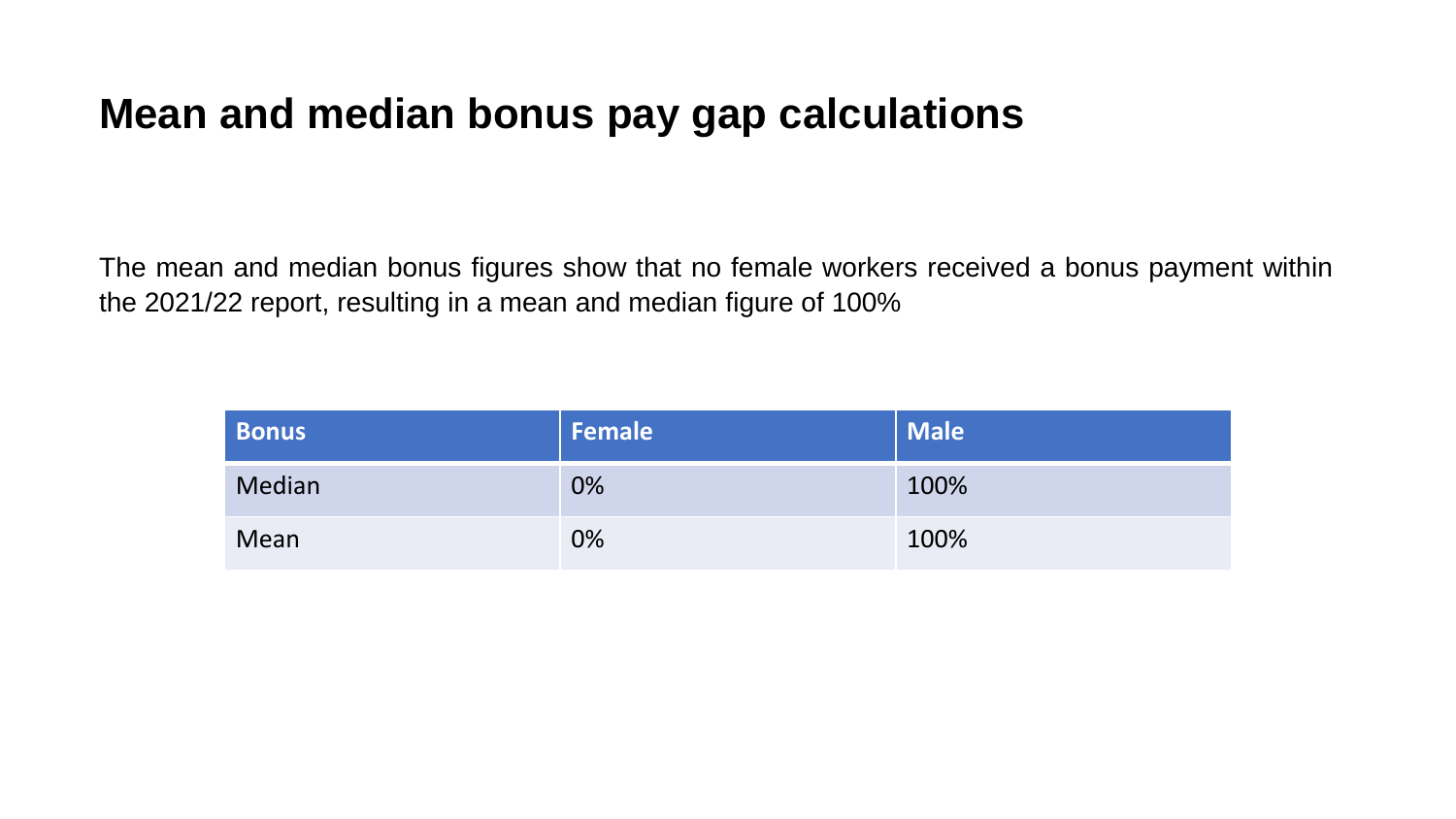# Mean and median bonus pay gap calculations

The mean and median bonus figures show that no female workers received a bonus payment within the 2021/22 report, resulting in a mean and median figure of 100%

| Bonus | Female | Male |
| --- | --- | --- |
| Median | 0% | 100% |
| Mean | 0% | 100% |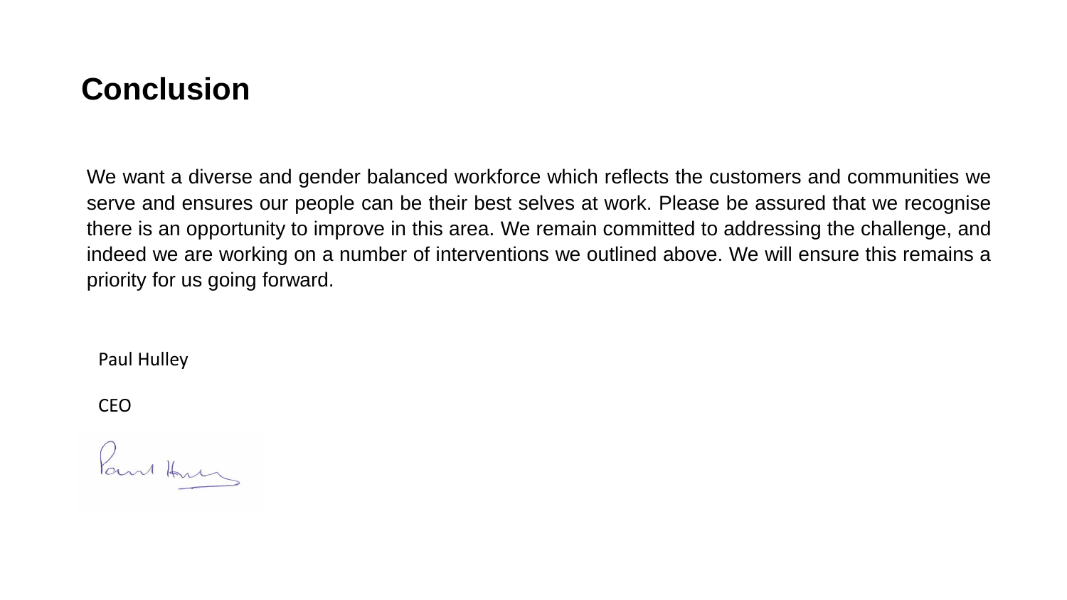# Conclusion

We want a diverse and gender balanced workforce which reflects the customers and communities we serve and ensures our people can be their best selves at work. Please be assured that we recognise there is an opportunity to improve in this area. We remain committed to addressing the challenge, and indeed we are working on a number of interventions we outlined above. We will ensure this remains a priority for us going forward.

Paul Hulley

CEO